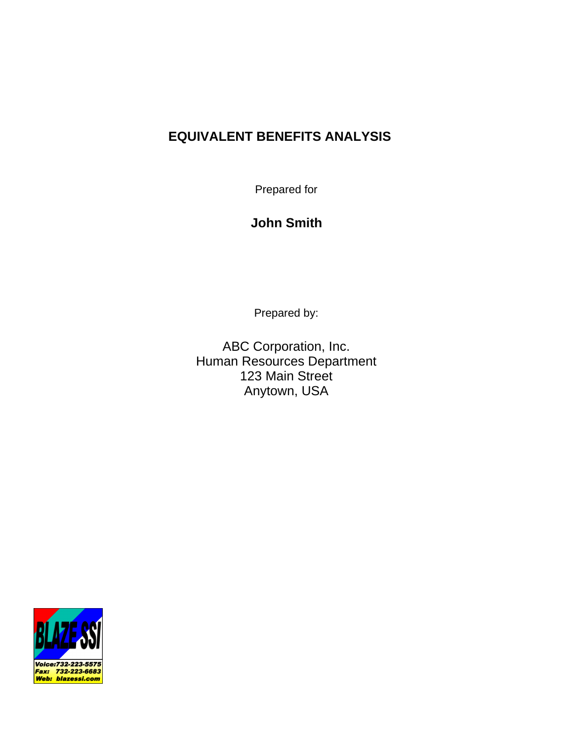# EQUIVALENT BENEFITS ANALYSIS

Prepared for

**John Smith**

Prepared by:

ABC Corporation, Inc.
Human Resources Department
123 Main Street
Anytown, USA

BLAZE SSI
Voice:732-223-5575
Fax: 732-223-6683
Web: blazessi.com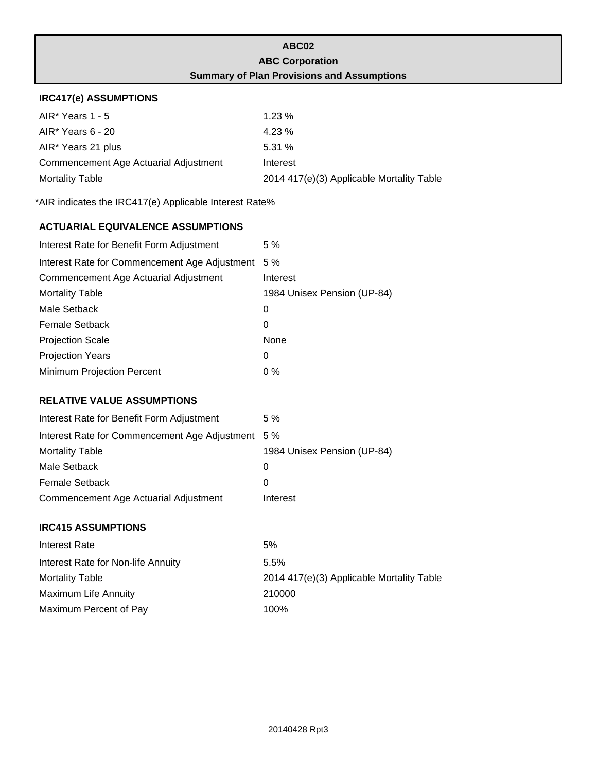# ABC02
## ABC Corporation
## Summary of Plan Provisions and Assumptions

### IRC417(e) ASSUMPTIONS

| | |
|---|---|
| AIR* Years 1 - 5 | 1.23 % |
| AIR* Years 6 - 20 | 4.23 % |
| AIR* Years 21 plus | 5.31 % |
| Commencement Age Actuarial Adjustment | Interest |
| Mortality Table | 2014 417(e)(3) Applicable Mortality Table |

*AIR indicates the IRC417(e) Applicable Interest Rate%

### ACTUARIAL EQUIVALENCE ASSUMPTIONS

| | |
|---|---|
| Interest Rate for Benefit Form Adjustment | 5 % |
| Interest Rate for Commencement Age Adjustment | 5 % |
| Commencement Age Actuarial Adjustment | Interest |
| Mortality Table | 1984 Unisex Pension (UP-84) |
| Male Setback | 0 |
| Female Setback | 0 |
| Projection Scale | None |
| Projection Years | 0 |
| Minimum Projection Percent | 0 % |

### RELATIVE VALUE ASSUMPTIONS

| | |
|---|---|
| Interest Rate for Benefit Form Adjustment | 5 % |
| Interest Rate for Commencement Age Adjustment | 5 % |
| Mortality Table | 1984 Unisex Pension (UP-84) |
| Male Setback | 0 |
| Female Setback | 0 |
| Commencement Age Actuarial Adjustment | Interest |

### IRC415 ASSUMPTIONS

| | |
|---|---|
| Interest Rate | 5% |
| Interest Rate for Non-life Annuity | 5.5% |
| Mortality Table | 2014 417(e)(3) Applicable Mortality Table |
| Maximum Life Annuity | 210000 |
| Maximum Percent of Pay | 100% |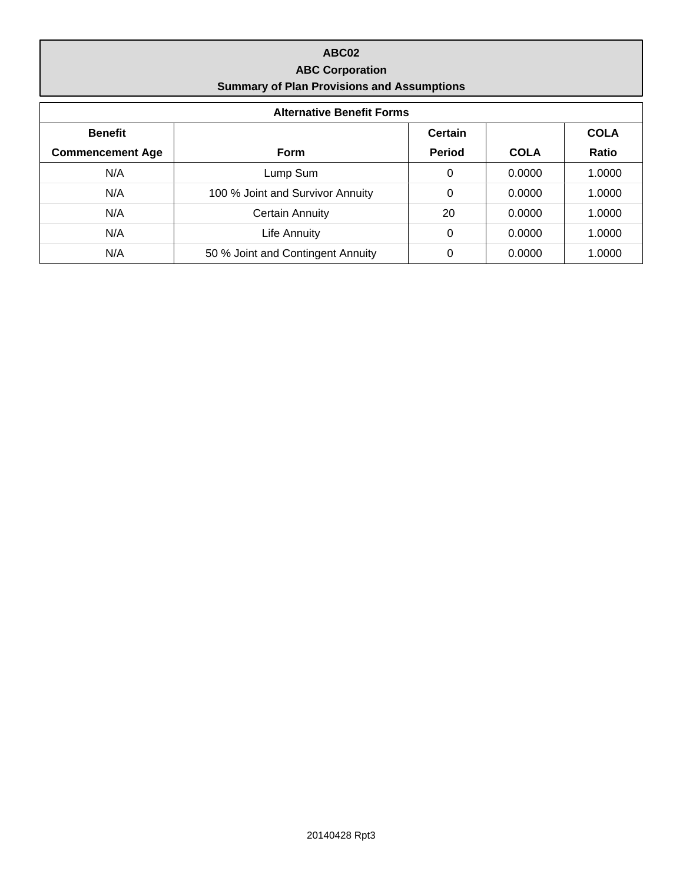**ABC02**

**ABC Corporation**

**Summary of Plan Provisions and Assumptions**

**Alternative Benefit Forms**

| Benefit Commencement Age | Form | Certain Period | COLA | COLA Ratio |
|---|---|---|---|---|
| N/A | Lump Sum | 0 | 0.0000 | 1.0000 |
| N/A | 100 % Joint and Survivor Annuity | 0 | 0.0000 | 1.0000 |
| N/A | Certain Annuity | 20 | 0.0000 | 1.0000 |
| N/A | Life Annuity | 0 | 0.0000 | 1.0000 |
| N/A | 50 % Joint and Contingent Annuity | 0 | 0.0000 | 1.0000 |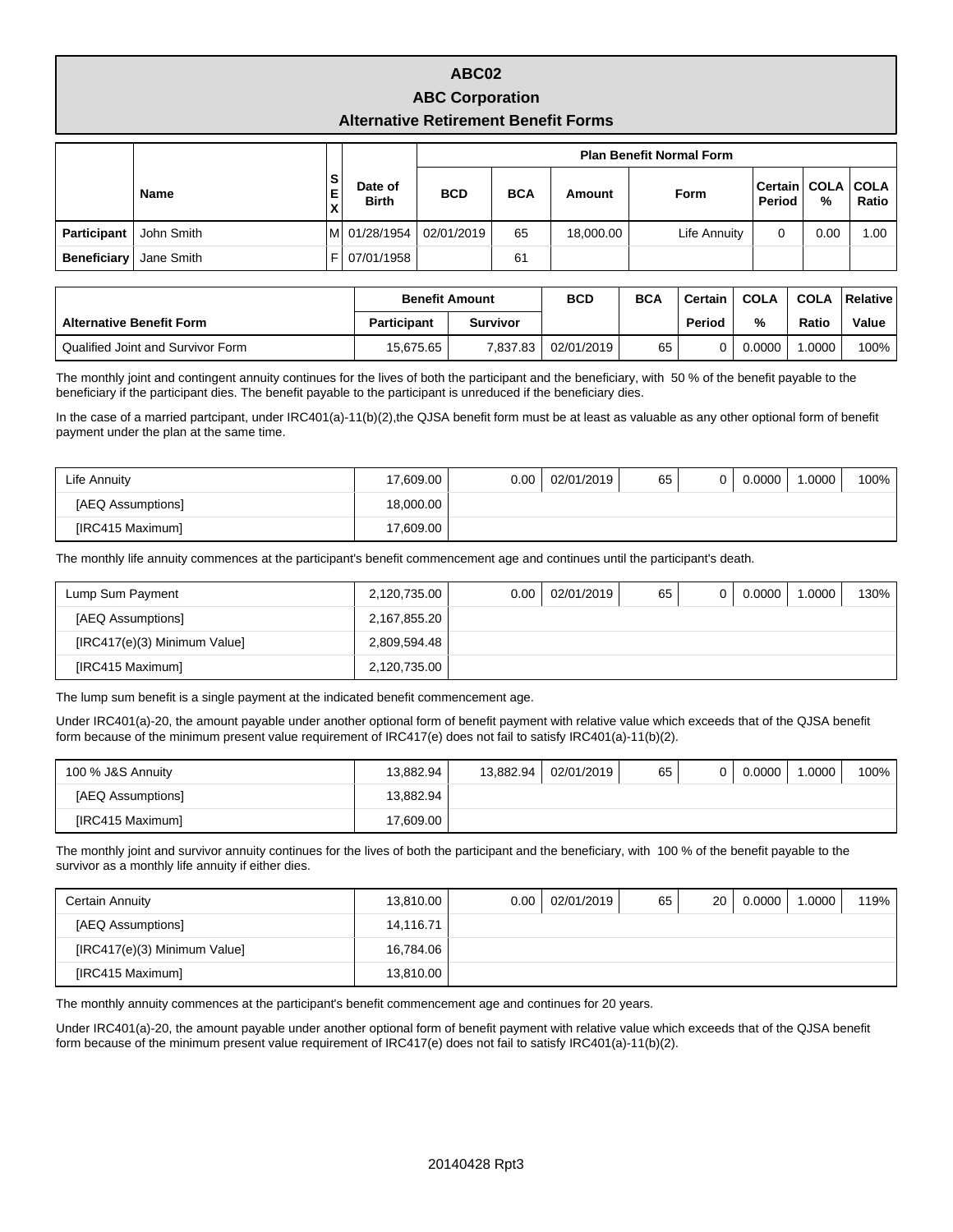# ABC02

## ABC Corporation

## Alternative Retirement Benefit Forms

| | Name | SEX | Date of Birth | Plan Benefit Normal Form | | | | | | |
|---|---|---|---|---|---|---|---|---|---|---|
| | | | | BCD | BCA | Amount | Form | Certain Period | COLA % | COLA Ratio |
| Participant | John Smith | M | 01/28/1954 | 02/01/2019 | 65 | 18,000.00 | Life Annuity | 0 | 0.00 | 1.00 |
| Beneficiary | Jane Smith | F | 07/01/1958 | | 61 | | | | | |

| Alternative Benefit Form | Benefit Amount | | BCD | BCA | Certain | COLA | COLA | Relative |
|---|---|---|---|---|---|---|---|---|
| | Participant | Survivor | | | Period | % | Ratio | Value |
| Qualified Joint and Survivor Form | 15,675.65 | 7,837.83 | 02/01/2019 | 65 | 0 | 0.0000 | 1.0000 | 100% |

The monthly joint and contingent annuity continues for the lives of both the participant and the beneficiary, with 50 % of the benefit payable to the beneficiary if the participant dies. The benefit payable to the participant is unreduced if the beneficiary dies.

In the case of a married partcipant, under IRC401(a)-11(b)(2),the QJSA benefit form must be at least as valuable as any other optional form of benefit payment under the plan at the same time.

| Life Annuity | 17,609.00 | 0.00 | 02/01/2019 | 65 | 0 | 0.0000 | 1.0000 | 100% |
|---|---|---|---|---|---|---|---|---|
| [AEQ Assumptions] | 18,000.00 | | | | | | | |
| [IRC415 Maximum] | 17,609.00 | | | | | | | |

The monthly life annuity commences at the participant's benefit commencement age and continues until the participant's death.

| Lump Sum Payment | 2,120,735.00 | 0.00 | 02/01/2019 | 65 | 0 | 0.0000 | 1.0000 | 130% |
|---|---|---|---|---|---|---|---|---|
| [AEQ Assumptions] | 2,167,855.20 | | | | | | | |
| [IRC417(e)(3) Minimum Value] | 2,809,594.48 | | | | | | | |
| [IRC415 Maximum] | 2,120,735.00 | | | | | | | |

The lump sum benefit is a single payment at the indicated benefit commencement age.

Under IRC401(a)-20, the amount payable under another optional form of benefit payment with relative value which exceeds that of the QJSA benefit form because of the minimum present value requirement of IRC417(e) does not fail to satisfy IRC401(a)-11(b)(2).

| 100 % J&S Annuity | 13,882.94 | 13,882.94 | 02/01/2019 | 65 | 0 | 0.0000 | 1.0000 | 100% |
|---|---|---|---|---|---|---|---|---|
| [AEQ Assumptions] | 13,882.94 | | | | | | | |
| [IRC415 Maximum] | 17,609.00 | | | | | | | |

The monthly joint and survivor annuity continues for the lives of both the participant and the beneficiary, with 100 % of the benefit payable to the survivor as a monthly life annuity if either dies.

| Certain Annuity | 13,810.00 | 0.00 | 02/01/2019 | 65 | 20 | 0.0000 | 1.0000 | 119% |
|---|---|---|---|---|---|---|---|---|
| [AEQ Assumptions] | 14,116.71 | | | | | | | |
| [IRC417(e)(3) Minimum Value] | 16,784.06 | | | | | | | |
| [IRC415 Maximum] | 13,810.00 | | | | | | | |

The monthly annuity commences at the participant's benefit commencement age and continues for 20 years.

Under IRC401(a)-20, the amount payable under another optional form of benefit payment with relative value which exceeds that of the QJSA benefit form because of the minimum present value requirement of IRC417(e) does not fail to satisfy IRC401(a)-11(b)(2).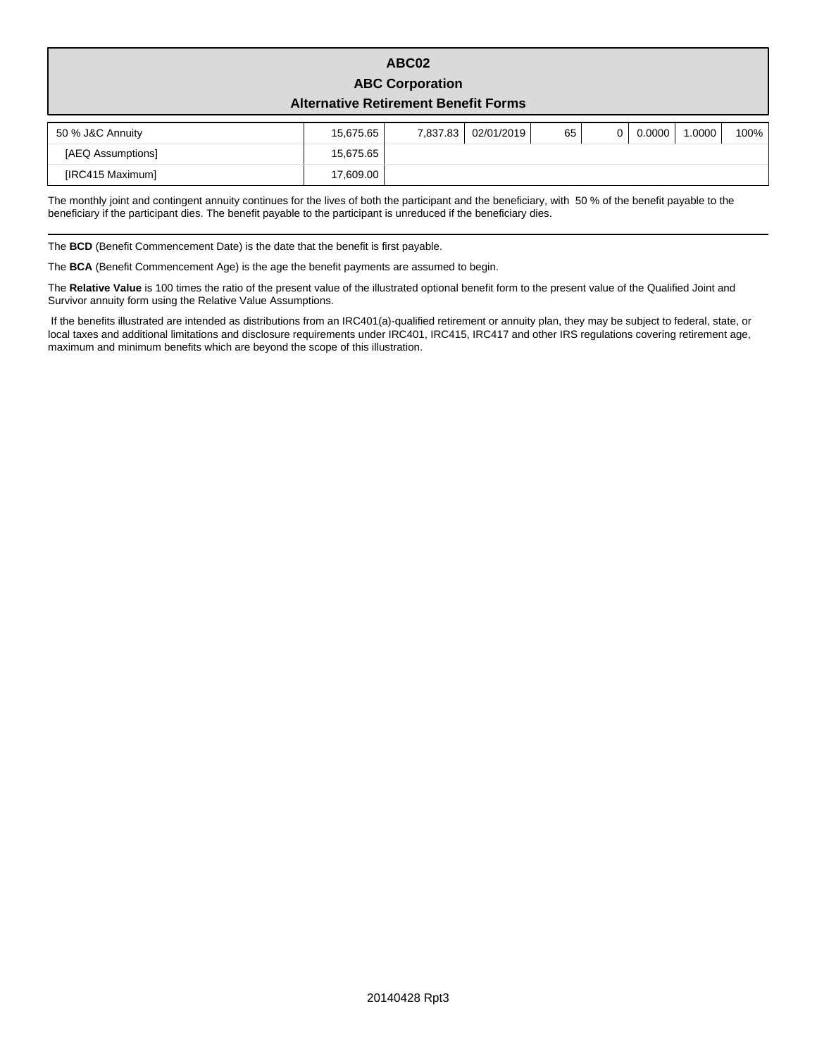# ABC02

## ABC Corporation

## Alternative Retirement Benefit Forms

| | | | | | | | | |
|---|---|---|---|---|---|---|---|---|
| 50 % J&C Annuity | 15,675.65 | 7,837.83 | 02/01/2019 | 65 | 0 | 0.0000 | 1.0000 | 100% |
| [AEQ Assumptions] | 15,675.65 | | | | | | | |
| [IRC415 Maximum] | 17,609.00 | | | | | | | |

The monthly joint and contingent annuity continues for the lives of both the participant and the beneficiary, with 50 % of the benefit payable to the beneficiary if the participant dies. The benefit payable to the participant is unreduced if the beneficiary dies.

---

The **BCD** (Benefit Commencement Date) is the date that the benefit is first payable.

The **BCA** (Benefit Commencement Age) is the age the benefit payments are assumed to begin.

The **Relative Value** is 100 times the ratio of the present value of the illustrated optional benefit form to the present value of the Qualified Joint and Survivor annuity form using the Relative Value Assumptions.

If the benefits illustrated are intended as distributions from an IRC401(a)-qualified retirement or annuity plan, they may be subject to federal, state, or local taxes and additional limitations and disclosure requirements under IRC401, IRC415, IRC417 and other IRS regulations covering retirement age, maximum and minimum benefits which are beyond the scope of this illustration.

20140428 Rpt3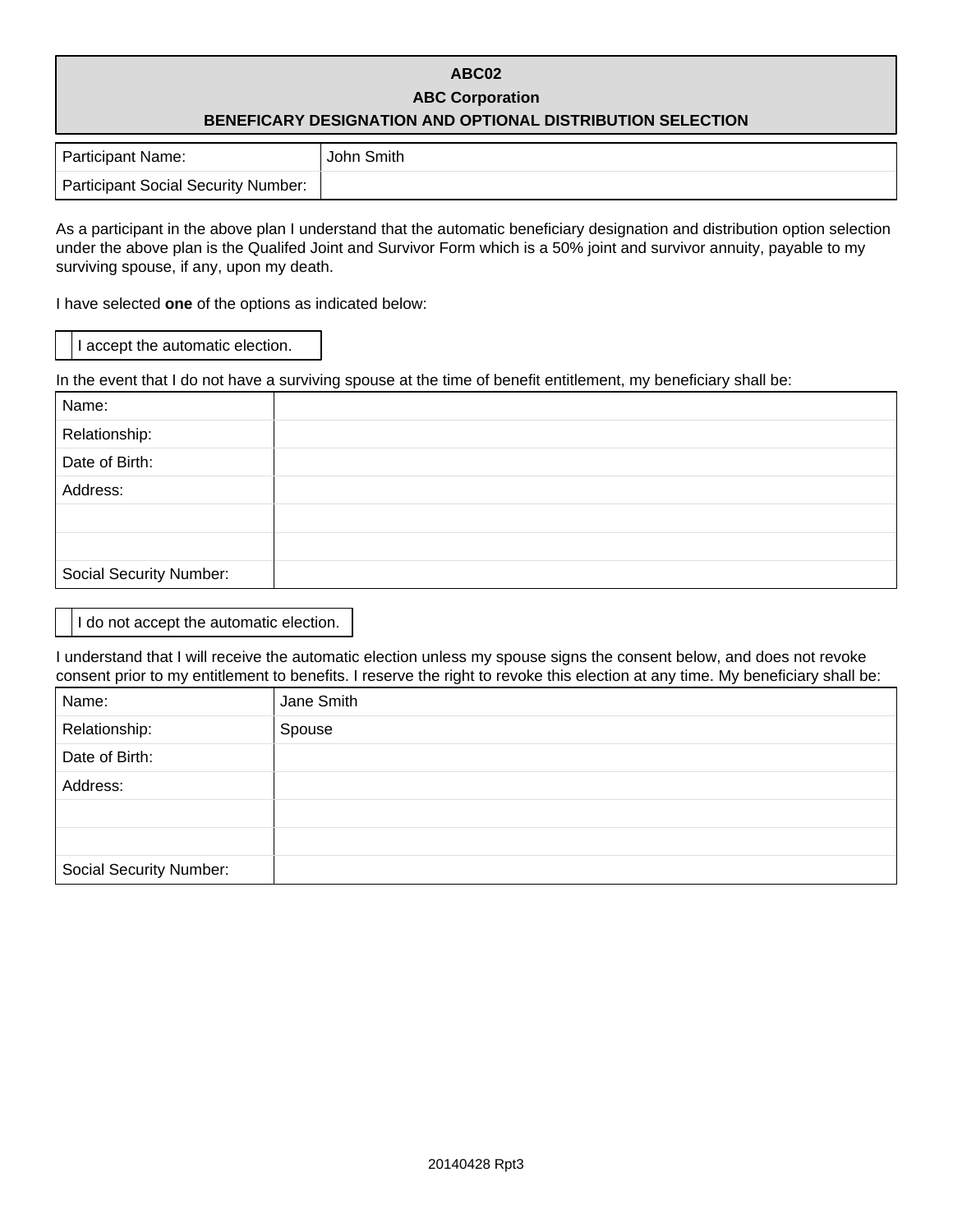**ABC02**

**ABC Corporation**

**BENEFICARY DESIGNATION AND OPTIONAL DISTRIBUTION SELECTION**

| Participant Name: | John Smith |
|---|---|
| Participant Social Security Number: | |

As a participant in the above plan I understand that the automatic beneficiary designation and distribution option selection under the above plan is the Qualifed Joint and Survivor Form which is a 50% joint and survivor annuity, payable to my surviving spouse, if any, upon my death.

I have selected **one** of the options as indicated below:

☐ I accept the automatic election.

In the event that I do not have a surviving spouse at the time of benefit entitlement, my beneficiary shall be:

| Name: | |
|---|---|
| Relationship: | |
| Date of Birth: | |
| Address: | |
| | |
| | |
| Social Security Number: | |

☐ I do not accept the automatic election.

I understand that I will receive the automatic election unless my spouse signs the consent below, and does not revoke consent prior to my entitlement to benefits. I reserve the right to revoke this election at any time. My beneficiary shall be:

| Name: | Jane Smith |
|---|---|
| Relationship: | Spouse |
| Date of Birth: | |
| Address: | |
| | |
| | |
| Social Security Number: | |

20140428 Rpt3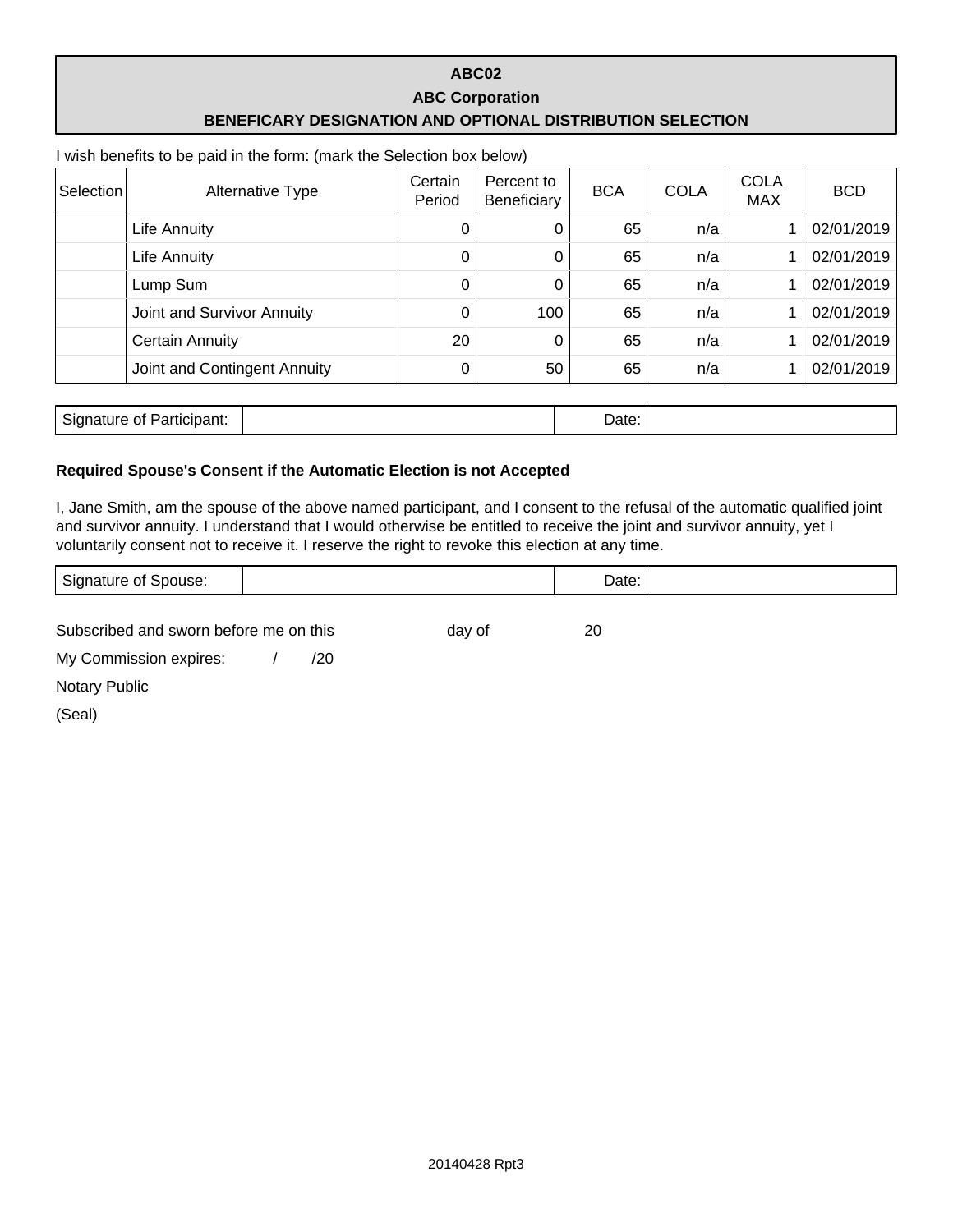# ABC02

## ABC Corporation

## BENEFICARY DESIGNATION AND OPTIONAL DISTRIBUTION SELECTION

I wish benefits to be paid in the form: (mark the Selection box below)

| Selection | Alternative Type | Certain Period | Percent to Beneficiary | BCA | COLA | COLA MAX | BCD |
|---|---|---|---|---|---|---|---|
| | Life Annuity | 0 | 0 | 65 | n/a | 1 | 02/01/2019 |
| | Life Annuity | 0 | 0 | 65 | n/a | 1 | 02/01/2019 |
| | Lump Sum | 0 | 0 | 65 | n/a | 1 | 02/01/2019 |
| | Joint and Survivor Annuity | 0 | 100 | 65 | n/a | 1 | 02/01/2019 |
| | Certain Annuity | 20 | 0 | 65 | n/a | 1 | 02/01/2019 |
| | Joint and Contingent Annuity | 0 | 50 | 65 | n/a | 1 | 02/01/2019 |

| | | | |
|---|---|---|---|
| Signature of Participant: | | Date: | |

**Required Spouse's Consent if the Automatic Election is not Accepted**

I, Jane Smith, am the spouse of the above named participant, and I consent to the refusal of the automatic qualified joint and survivor annuity. I understand that I would otherwise be entitled to receive the joint and survivor annuity, yet I voluntarily consent not to receive it. I reserve the right to revoke this election at any time.

| | | | |
|---|---|---|---|
| Signature of Spouse: | | Date: | |

Subscribed and sworn before me on this day of 20

My Commission expires: / /20

Notary Public

(Seal)

20140428 Rpt3